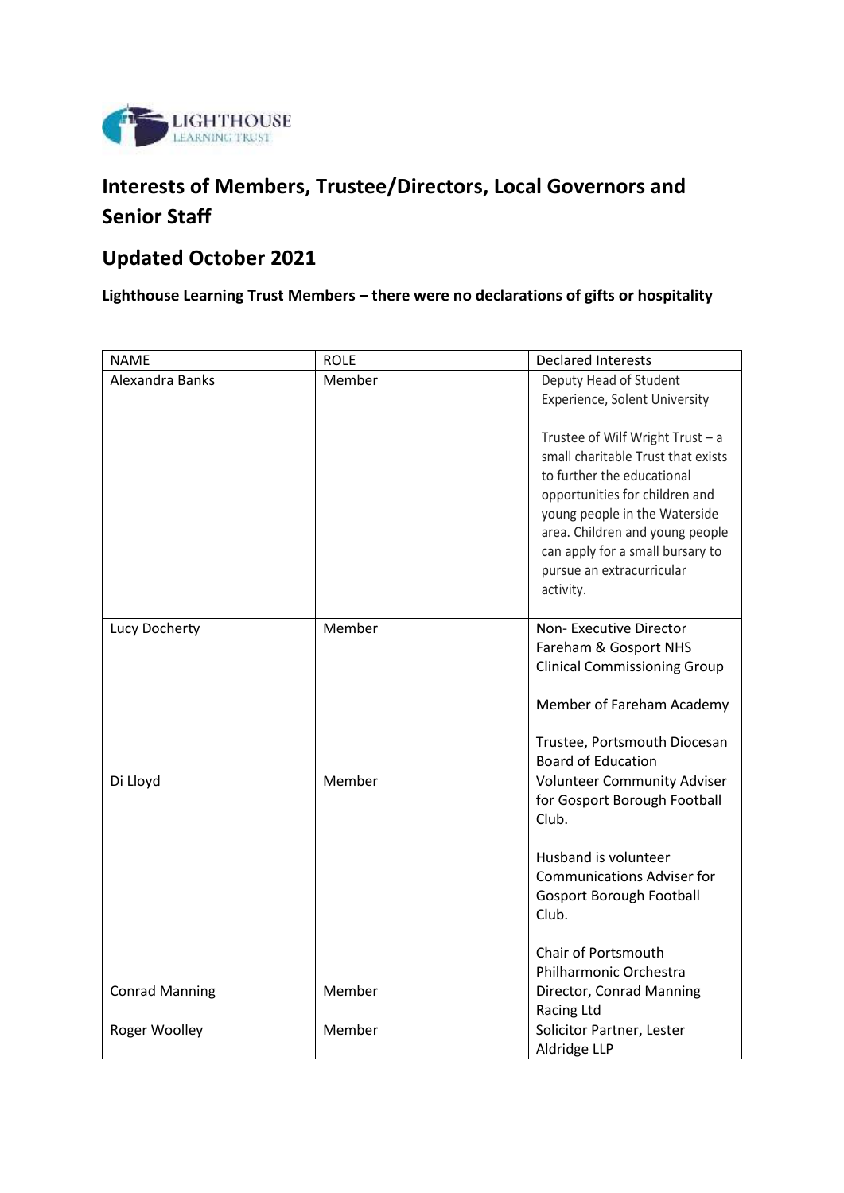# Interests of Members, Trustee/Directors, Local Governors and Senior Staff

## Updated October 2021

**Lighthouse Learning Trust Members – there were no declarations of gifts or hospitality**

| NAME | ROLE | Declared Interests |
|---|---|---|
| Alexandra Banks | Member | Deputy Head of Student Experience, Solent University<br><br>Trustee of Wilf Wright Trust – a small charitable Trust that exists to further the educational opportunities for children and young people in the Waterside area. Children and young people can apply for a small bursary to pursue an extracurricular activity. |
| Lucy Docherty | Member | Non- Executive Director Fareham & Gosport NHS Clinical Commissioning Group<br><br>Member of Fareham Academy<br><br>Trustee, Portsmouth Diocesan Board of Education |
| Di Lloyd | Member | Volunteer Community Adviser for Gosport Borough Football Club.<br><br>Husband is volunteer Communications Adviser for Gosport Borough Football Club.<br><br>Chair of Portsmouth Philharmonic Orchestra |
| Conrad Manning | Member | Director, Conrad Manning Racing Ltd |
| Roger Woolley | Member | Solicitor Partner, Lester Aldridge LLP |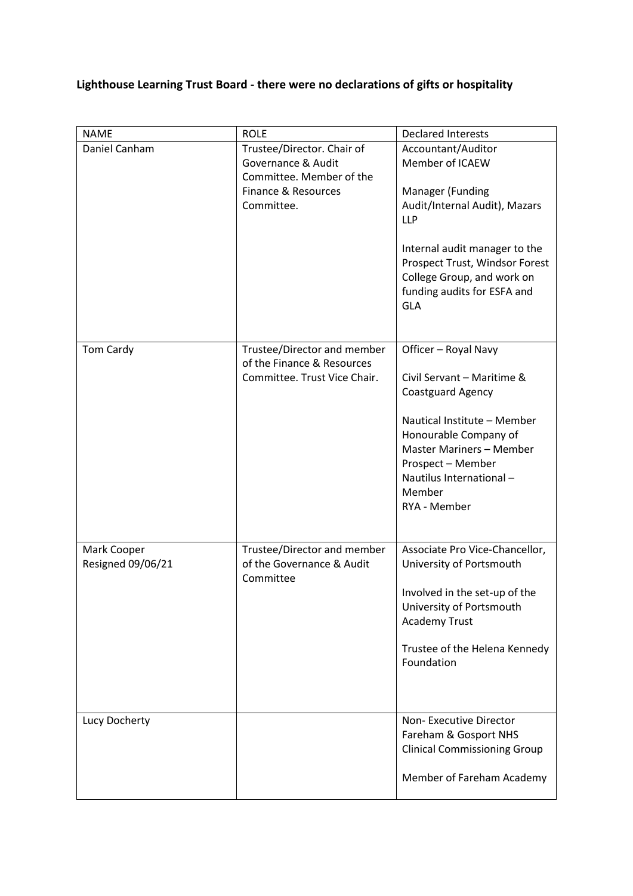**Lighthouse Learning Trust Board - there were no declarations of gifts or hospitality**

| NAME | ROLE | Declared Interests |
|---|---|---|
| Daniel Canham | Trustee/Director. Chair of Governance & Audit Committee. Member of the Finance & Resources Committee. | Accountant/Auditor<br>Member of ICAEW<br><br>Manager (Funding Audit/Internal Audit), Mazars LLP<br><br>Internal audit manager to the Prospect Trust, Windsor Forest College Group, and work on funding audits for ESFA and GLA |
| Tom Cardy | Trustee/Director and member of the Finance & Resources Committee. Trust Vice Chair. | Officer – Royal Navy<br><br>Civil Servant – Maritime & Coastguard Agency<br><br>Nautical Institute – Member<br>Honourable Company of Master Mariners – Member<br>Prospect – Member<br>Nautilus International – Member<br>RYA - Member |
| Mark Cooper<br>Resigned 09/06/21 | Trustee/Director and member of the Governance & Audit Committee | Associate Pro Vice-Chancellor, University of Portsmouth<br><br>Involved in the set-up of the University of Portsmouth Academy Trust<br><br>Trustee of the Helena Kennedy Foundation |
| Lucy Docherty | | Non- Executive Director Fareham & Gosport NHS Clinical Commissioning Group<br><br>Member of Fareham Academy |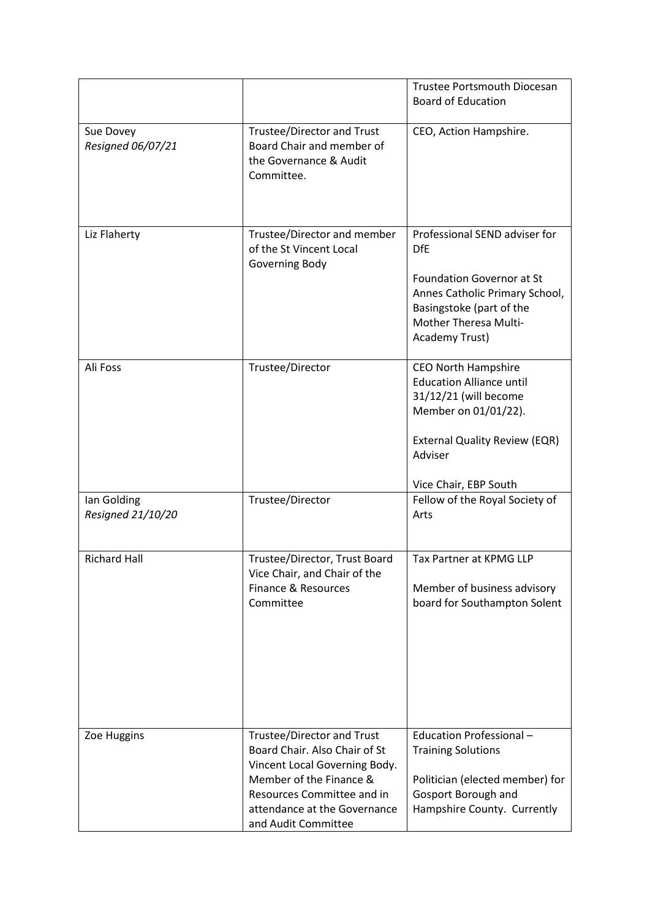| | | |
|---|---|---|
| | | Trustee Portsmouth Diocesan Board of Education |
| Sue Dovey<br>*Resigned 06/07/21* | Trustee/Director and Trust Board Chair and member of the Governance & Audit Committee. | CEO, Action Hampshire. |
| Liz Flaherty | Trustee/Director and member of the St Vincent Local Governing Body | Professional SEND adviser for DfE<br><br>Foundation Governor at St Annes Catholic Primary School, Basingstoke (part of the Mother Theresa Multi-Academy Trust) |
| Ali Foss | Trustee/Director | CEO North Hampshire Education Alliance until 31/12/21 (will become Member on 01/01/22).<br><br>External Quality Review (EQR) Adviser<br><br>Vice Chair, EBP South |
| Ian Golding<br>*Resigned 21/10/20* | Trustee/Director | Fellow of the Royal Society of Arts |
| Richard Hall | Trustee/Director, Trust Board Vice Chair, and Chair of the Finance & Resources Committee | Tax Partner at KPMG LLP<br><br>Member of business advisory board for Southampton Solent |
| Zoe Huggins | Trustee/Director and Trust Board Chair. Also Chair of St Vincent Local Governing Body. Member of the Finance & Resources Committee and in attendance at the Governance and Audit Committee | Education Professional – Training Solutions<br><br>Politician (elected member) for Gosport Borough and Hampshire County. Currently |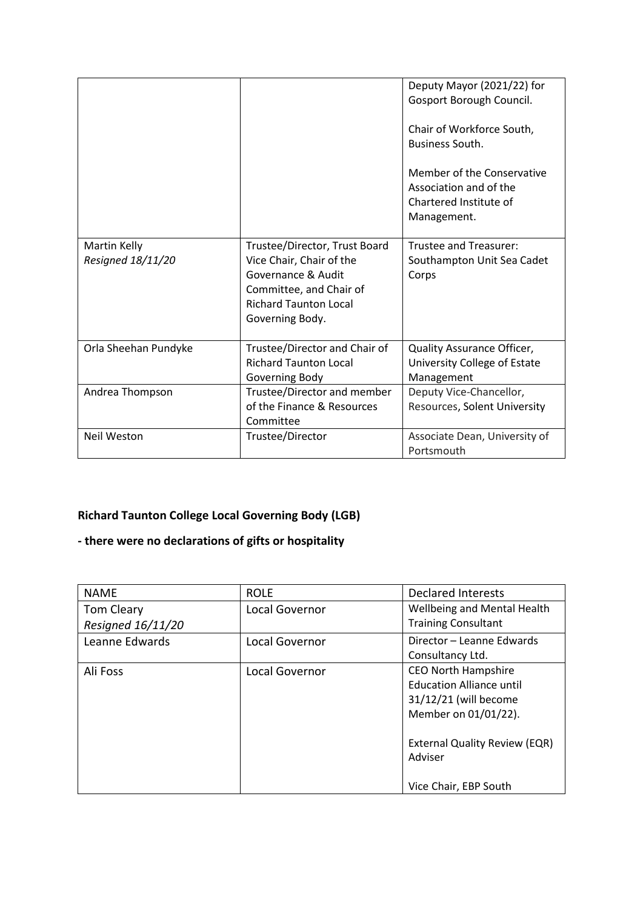|  |  | Deputy Mayor (2021/22) for Gosport Borough Council.<br><br>Chair of Workforce South, Business South.<br><br>Member of the Conservative Association and of the Chartered Institute of Management. |
| --- | --- | --- |
| Martin Kelly<br>*Resigned 18/11/20* | Trustee/Director, Trust Board Vice Chair, Chair of the Governance & Audit Committee, and Chair of Richard Taunton Local Governing Body. | Trustee and Treasurer: Southampton Unit Sea Cadet Corps |
| Orla Sheehan Pundyke | Trustee/Director and Chair of Richard Taunton Local Governing Body | Quality Assurance Officer, University College of Estate Management |
| Andrea Thompson | Trustee/Director and member of the Finance & Resources Committee | Deputy Vice-Chancellor, Resources, Solent University |
| Neil Weston | Trustee/Director | Associate Dean, University of Portsmouth |

**Richard Taunton College Local Governing Body (LGB)**

**- there were no declarations of gifts or hospitality**

| NAME | ROLE | Declared Interests |
| --- | --- | --- |
| Tom Cleary<br>*Resigned 16/11/20* | Local Governor | Wellbeing and Mental Health Training Consultant |
| Leanne Edwards | Local Governor | Director – Leanne Edwards Consultancy Ltd. |
| Ali Foss | Local Governor | CEO North Hampshire Education Alliance until 31/12/21 (will become Member on 01/01/22).<br><br>External Quality Review (EQR) Adviser<br><br>Vice Chair, EBP South |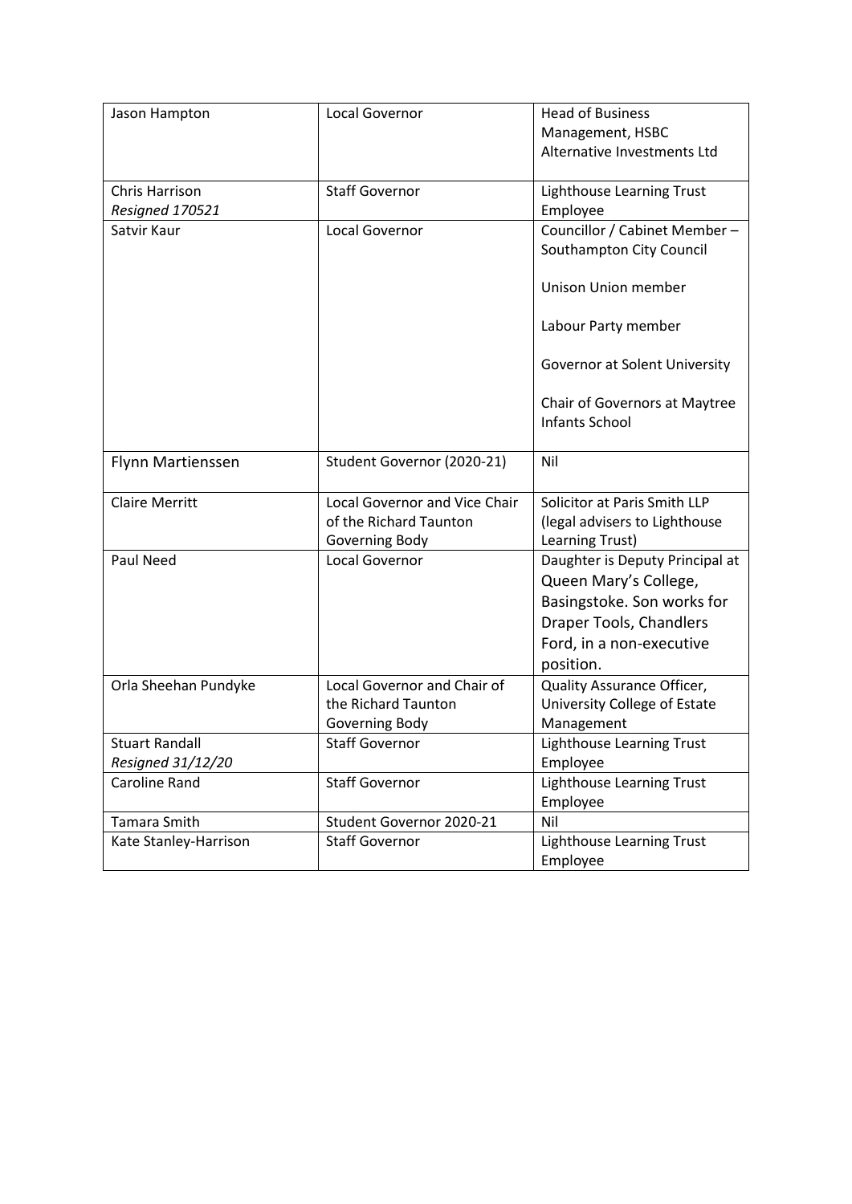| Jason Hampton | Local Governor | Head of Business Management, HSBC Alternative Investments Ltd |
|---|---|---|
| Chris Harrison<br>*Resigned 170521* | Staff Governor | Lighthouse Learning Trust Employee |
| Satvir Kaur | Local Governor | Councillor / Cabinet Member – Southampton City Council<br><br>Unison Union member<br><br>Labour Party member<br><br>Governor at Solent University<br><br>Chair of Governors at Maytree Infants School |
| Flynn Martienssen | Student Governor (2020-21) | Nil |
| Claire Merritt | Local Governor and Vice Chair of the Richard Taunton Governing Body | Solicitor at Paris Smith LLP (legal advisers to Lighthouse Learning Trust) |
| Paul Need | Local Governor | Daughter is Deputy Principal at Queen Mary's College, Basingstoke. Son works for Draper Tools, Chandlers Ford, in a non-executive position. |
| Orla Sheehan Pundyke | Local Governor and Chair of the Richard Taunton Governing Body | Quality Assurance Officer, University College of Estate Management |
| Stuart Randall<br>*Resigned 31/12/20* | Staff Governor | Lighthouse Learning Trust Employee |
| Caroline Rand | Staff Governor | Lighthouse Learning Trust Employee |
| Tamara Smith | Student Governor 2020-21 | Nil |
| Kate Stanley-Harrison | Staff Governor | Lighthouse Learning Trust Employee |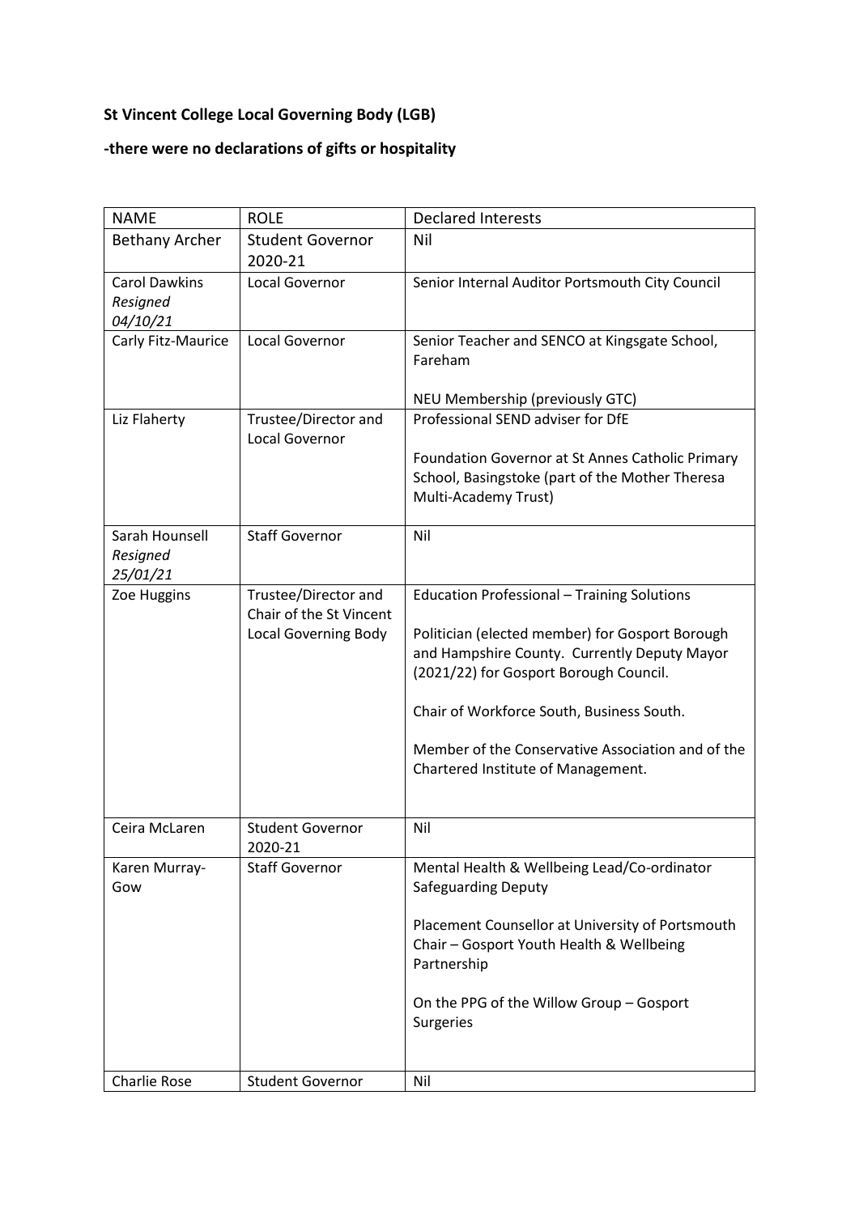**St Vincent College Local Governing Body (LGB)**

**-there were no declarations of gifts or hospitality**

| NAME | ROLE | Declared Interests |
| --- | --- | --- |
| Bethany Archer | Student Governor 2020-21 | Nil |
| Carol Dawkins *Resigned 04/10/21* | Local Governor | Senior Internal Auditor Portsmouth City Council |
| Carly Fitz-Maurice | Local Governor | Senior Teacher and SENCO at Kingsgate School, Fareham<br><br>NEU Membership (previously GTC) |
| Liz Flaherty | Trustee/Director and Local Governor | Professional SEND adviser for DfE<br><br>Foundation Governor at St Annes Catholic Primary School, Basingstoke (part of the Mother Theresa Multi-Academy Trust) |
| Sarah Hounsell *Resigned 25/01/21* | Staff Governor | Nil |
| Zoe Huggins | Trustee/Director and Chair of the St Vincent Local Governing Body | Education Professional – Training Solutions<br><br>Politician (elected member) for Gosport Borough and Hampshire County. Currently Deputy Mayor (2021/22) for Gosport Borough Council.<br><br>Chair of Workforce South, Business South.<br><br>Member of the Conservative Association and of the Chartered Institute of Management. |
| Ceira McLaren | Student Governor 2020-21 | Nil |
| Karen Murray-Gow | Staff Governor | Mental Health & Wellbeing Lead/Co-ordinator Safeguarding Deputy<br><br>Placement Counsellor at University of Portsmouth Chair – Gosport Youth Health & Wellbeing Partnership<br><br>On the PPG of the Willow Group – Gosport Surgeries |
| Charlie Rose | Student Governor | Nil |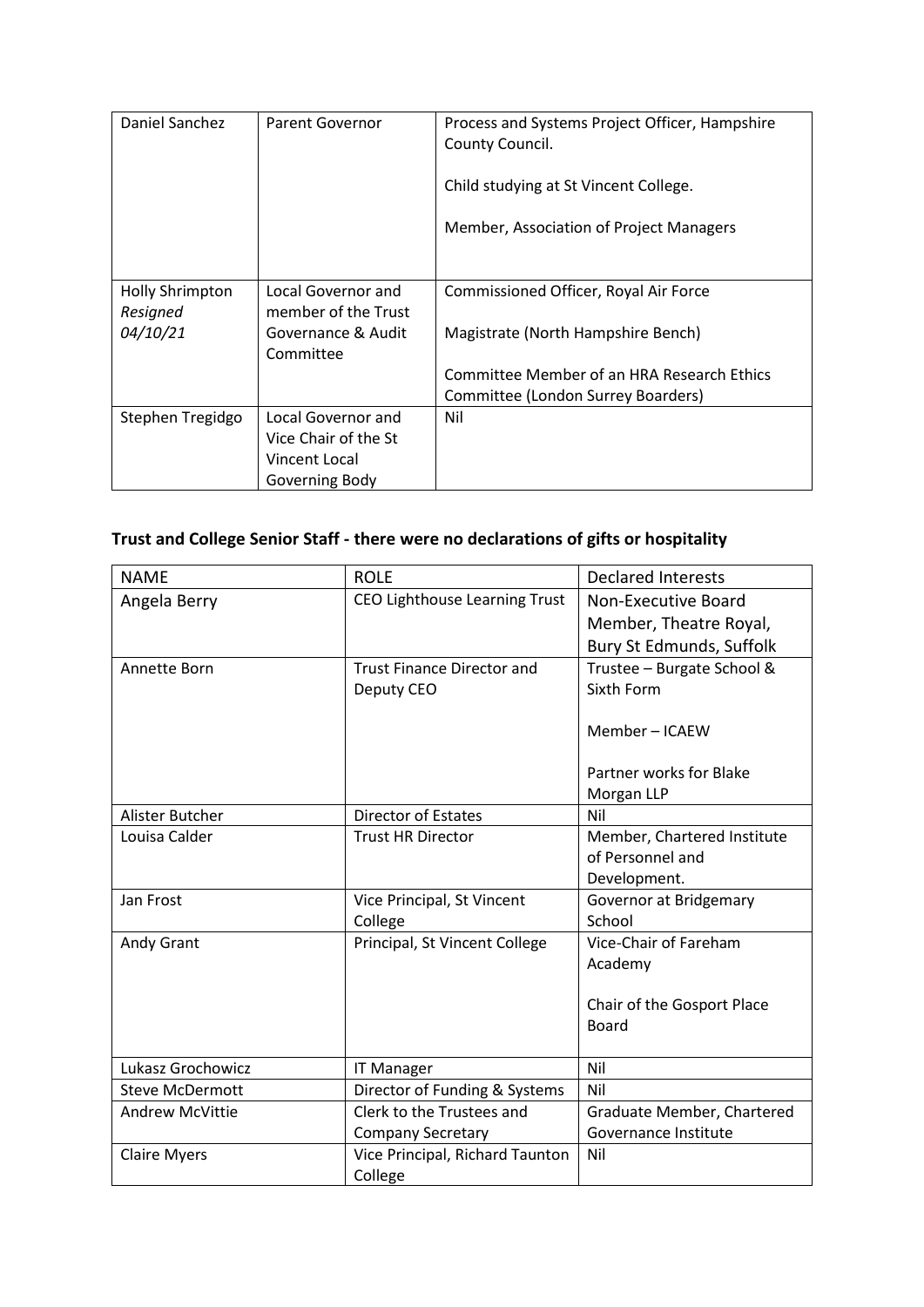| | | |
|---|---|---|
| Daniel Sanchez | Parent Governor | Process and Systems Project Officer, Hampshire County Council.<br><br>Child studying at St Vincent College.<br><br>Member, Association of Project Managers |
| Holly Shrimpton *Resigned 04/10/21* | Local Governor and member of the Trust Governance & Audit Committee | Commissioned Officer, Royal Air Force<br><br>Magistrate (North Hampshire Bench)<br><br>Committee Member of an HRA Research Ethics Committee (London Surrey Boarders) |
| Stephen Tregidgo | Local Governor and Vice Chair of the St Vincent Local Governing Body | Nil |

**Trust and College Senior Staff - there were no declarations of gifts or hospitality**

| NAME | ROLE | Declared Interests |
|---|---|---|
| Angela Berry | CEO Lighthouse Learning Trust | Non-Executive Board Member, Theatre Royal, Bury St Edmunds, Suffolk |
| Annette Born | Trust Finance Director and Deputy CEO | Trustee – Burgate School & Sixth Form<br><br>Member – ICAEW<br><br>Partner works for Blake Morgan LLP |
| Alister Butcher | Director of Estates | Nil |
| Louisa Calder | Trust HR Director | Member, Chartered Institute of Personnel and Development. |
| Jan Frost | Vice Principal, St Vincent College | Governor at Bridgemary School |
| Andy Grant | Principal, St Vincent College | Vice-Chair of Fareham Academy<br><br>Chair of the Gosport Place Board |
| Lukasz Grochowicz | IT Manager | Nil |
| Steve McDermott | Director of Funding & Systems | Nil |
| Andrew McVittie | Clerk to the Trustees and Company Secretary | Graduate Member, Chartered Governance Institute |
| Claire Myers | Vice Principal, Richard Taunton College | Nil |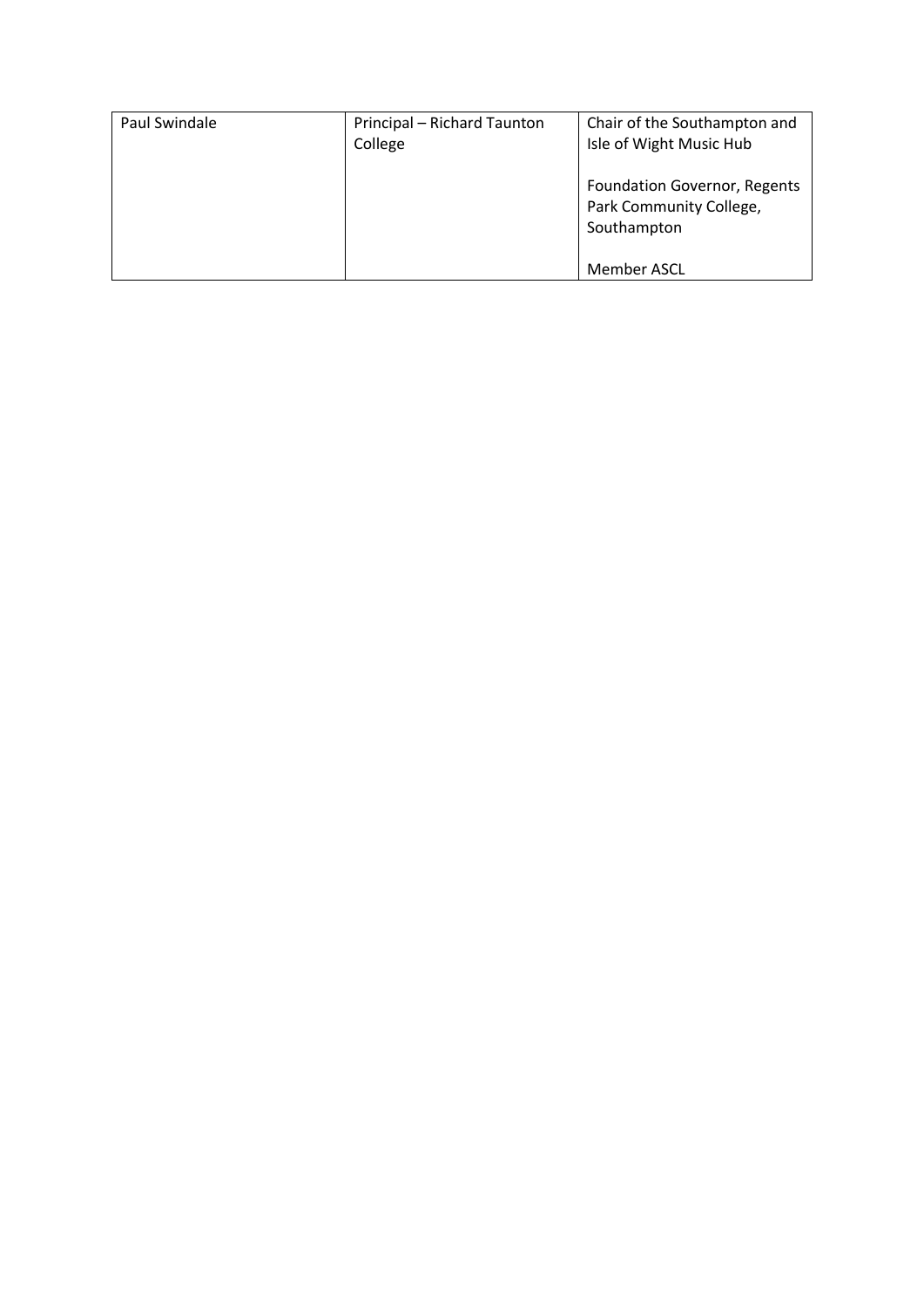| | | |
|---|---|---|
| Paul Swindale | Principal – Richard Taunton College | Chair of the Southampton and Isle of Wight Music Hub<br><br>Foundation Governor, Regents Park Community College, Southampton<br><br>Member ASCL |